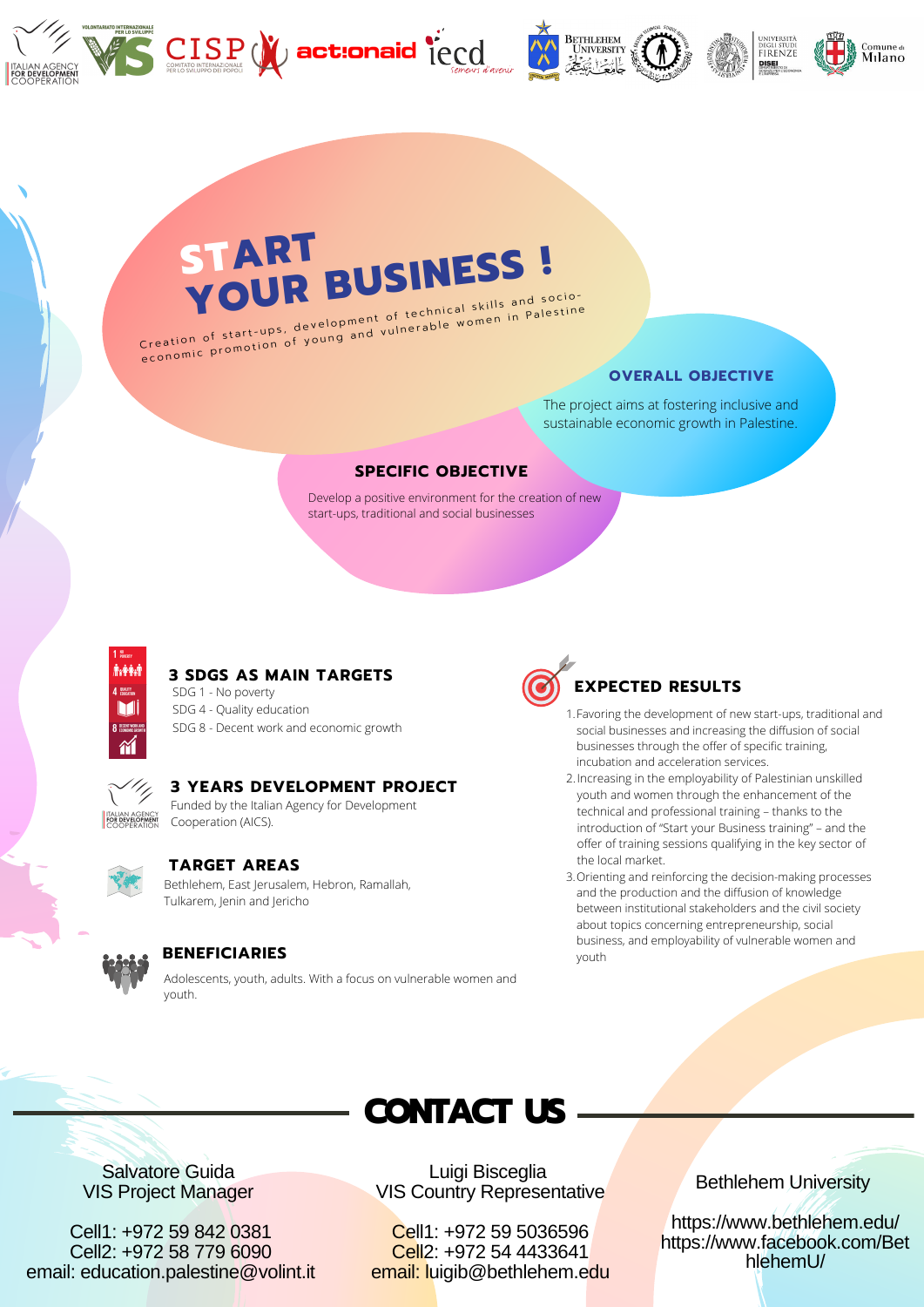# START YOUR BUSINESS !

Creation of start-ups, development of technical skills and socio-economic promotion of young and vulnerable women in Palestine

### OVERALL OBJECTIVE

The project aims at fostering inclusive and sustainable economic growth in Palestine.

### SPECIFIC OBJECTIVE

Develop a positive environment for the creation of new start-ups, traditional and social businesses

### 3 SDGS AS MAIN TARGETS

SDG 1 - No poverty
SDG 4 - Quality education
SDG 8 - Decent work and economic growth

### 3 YEARS DEVELOPMENT PROJECT

Funded by the Italian Agency for Development Cooperation (AICS).

### TARGET AREAS

Bethlehem, East Jerusalem, Hebron, Ramallah, Tulkarem, Jenin and Jericho

### BENEFICIARIES

Adolescents, youth, adults. With a focus on vulnerable women and youth.

### EXPECTED RESULTS

1. Favoring the development of new start-ups, traditional and social businesses and increasing the diffusion of social businesses through the offer of specific training, incubation and acceleration services.
2. Increasing in the employability of Palestinian unskilled youth and women through the enhancement of the technical and professional training – thanks to the introduction of "Start your Business training" – and the offer of training sessions qualifying in the key sector of the local market.
3. Orienting and reinforcing the decision-making processes and the production and the diffusion of knowledge between institutional stakeholders and the civil society about topics concerning entrepreneurship, social business, and employability of vulnerable women and youth

## CONTACT US

Salvatore Guida
VIS Project Manager

Cell1: +972 59 842 0381
Cell2: +972 58 779 6090
email: education.palestine@volint.it

Luigi Bisceglia
VIS Country Representative

Cell1: +972 59 5036596
Cell2: +972 54 4433641
email: luigib@bethlehem.edu

Bethlehem University

https://www.bethlehem.edu/
https://www.facebook.com/BethlehemU/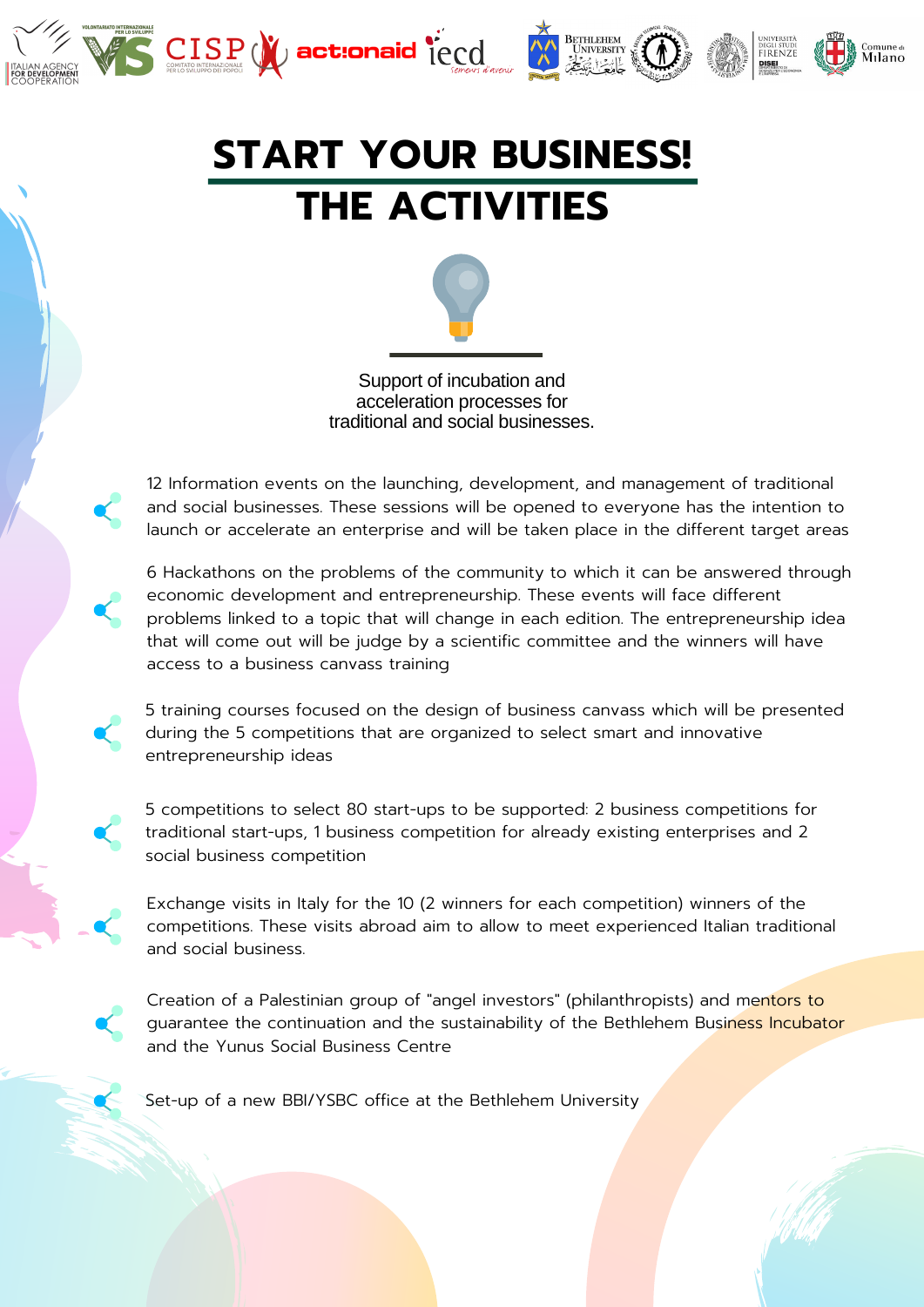# START YOUR BUSINESS!

## THE ACTIVITIES

Support of incubation and acceleration processes for traditional and social businesses.

- 12 Information events on the launching, development, and management of traditional and social businesses. These sessions will be opened to everyone has the intention to launch or accelerate an enterprise and will be taken place in the different target areas
- 6 Hackathons on the problems of the community to which it can be answered through economic development and entrepreneurship. These events will face different problems linked to a topic that will change in each edition. The entrepreneurship idea that will come out will be judge by a scientific committee and the winners will have access to a business canvass training
- 5 training courses focused on the design of business canvass which will be presented during the 5 competitions that are organized to select smart and innovative entrepreneurship ideas
- 5 competitions to select 80 start-ups to be supported: 2 business competitions for traditional start-ups, 1 business competition for already existing enterprises and 2 social business competition
- Exchange visits in Italy for the 10 (2 winners for each competition) winners of the competitions. These visits abroad aim to allow to meet experienced Italian traditional and social business.
- Creation of a Palestinian group of "angel investors" (philanthropists) and mentors to guarantee the continuation and the sustainability of the Bethlehem Business Incubator and the Yunus Social Business Centre
- Set-up of a new BBI/YSBC office at the Bethlehem University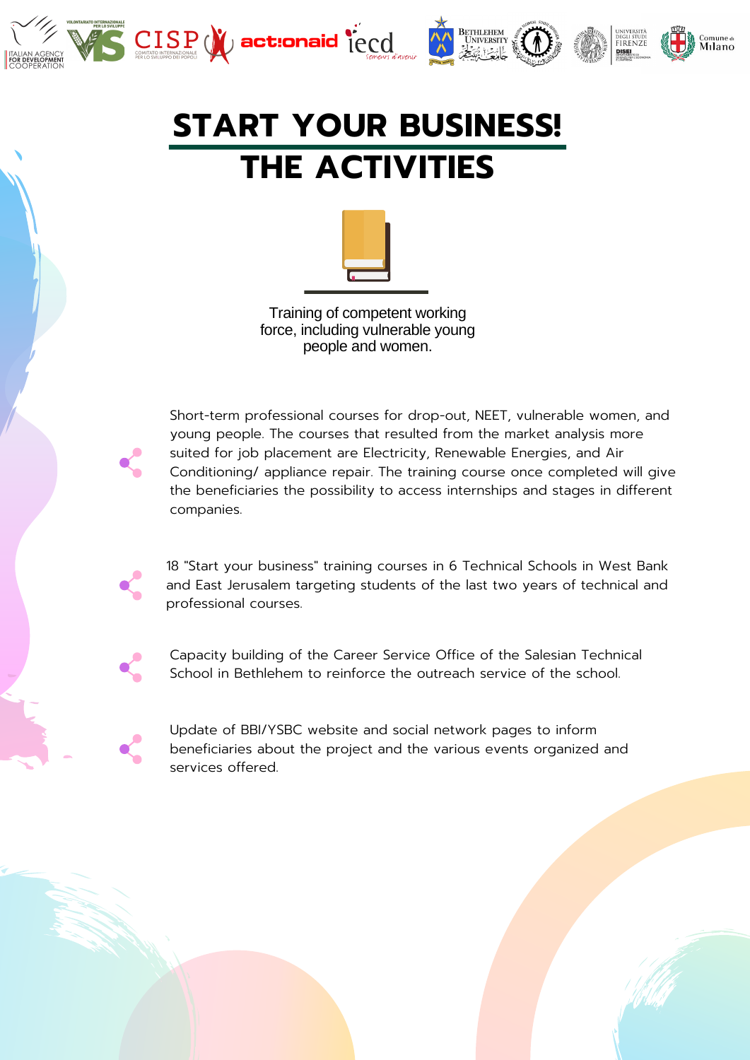# START YOUR BUSINESS!

# THE ACTIVITIES

Training of competent working force, including vulnerable young people and women.

- Short-term professional courses for drop-out, NEET, vulnerable women, and young people. The courses that resulted from the market analysis more suited for job placement are Electricity, Renewable Energies, and Air Conditioning/ appliance repair. The training course once completed will give the beneficiaries the possibility to access internships and stages in different companies.

- 18 "Start your business" training courses in 6 Technical Schools in West Bank and East Jerusalem targeting students of the last two years of technical and professional courses.

- Capacity building of the Career Service Office of the Salesian Technical School in Bethlehem to reinforce the outreach service of the school.

- Update of BBI/YSBC website and social network pages to inform beneficiaries about the project and the various events organized and services offered.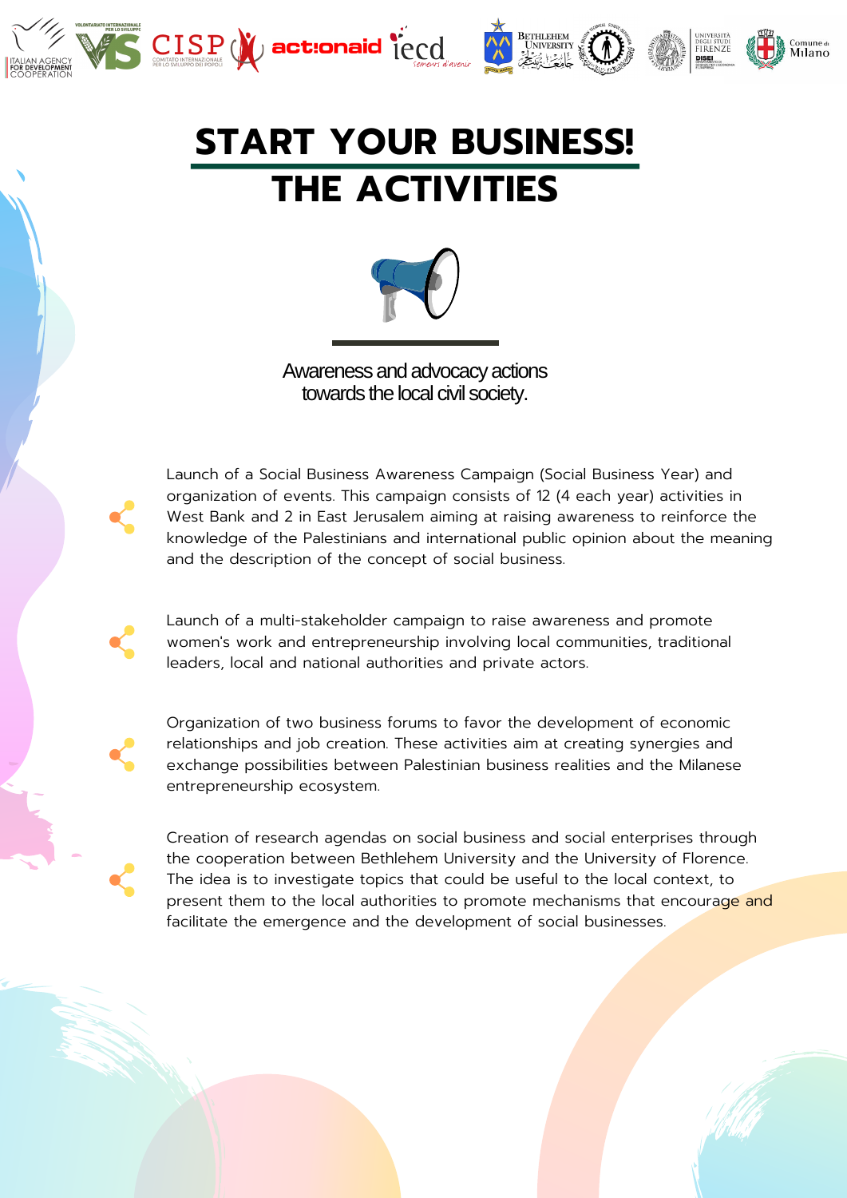# START YOUR BUSINESS!

# THE ACTIVITIES

Awareness and advocacy actions towards the local civil society.

- Launch of a Social Business Awareness Campaign (Social Business Year) and organization of events. This campaign consists of 12 (4 each year) activities in West Bank and 2 in East Jerusalem aiming at raising awareness to reinforce the knowledge of the Palestinians and international public opinion about the meaning and the description of the concept of social business.

- Launch of a multi-stakeholder campaign to raise awareness and promote women's work and entrepreneurship involving local communities, traditional leaders, local and national authorities and private actors.

- Organization of two business forums to favor the development of economic relationships and job creation. These activities aim at creating synergies and exchange possibilities between Palestinian business realities and the Milanese entrepreneurship ecosystem.

- Creation of research agendas on social business and social enterprises through the cooperation between Bethlehem University and the University of Florence. The idea is to investigate topics that could be useful to the local context, to present them to the local authorities to promote mechanisms that encourage and facilitate the emergence and the development of social businesses.